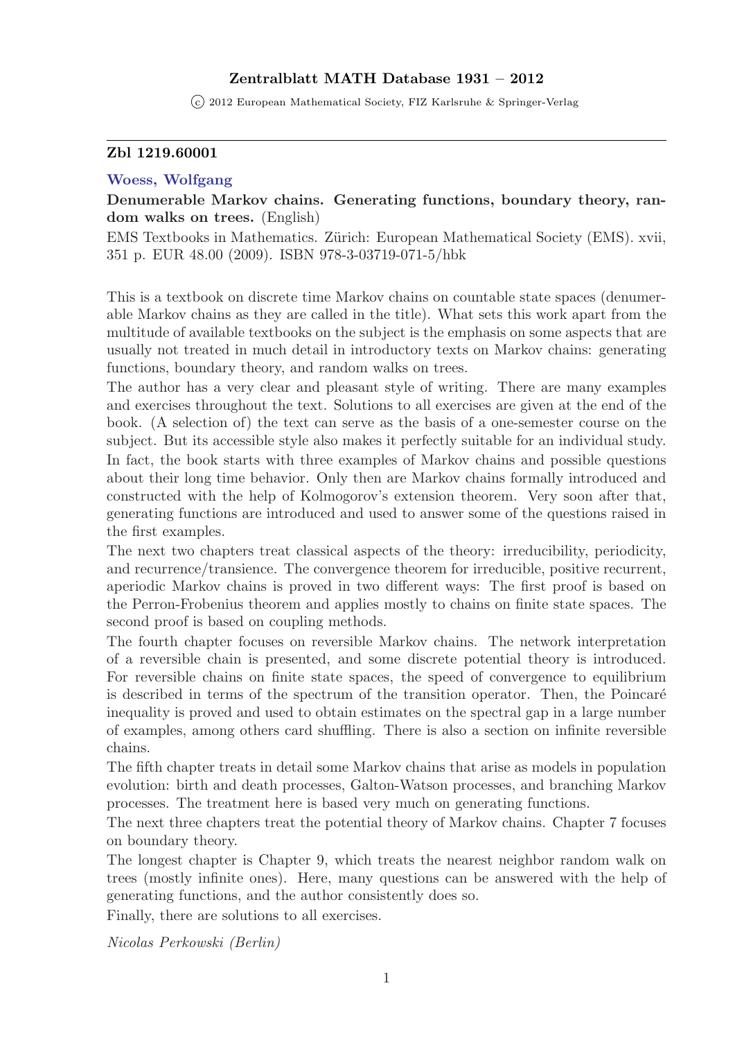# Zentralblatt MATH Database 1931 – 2012

© 2012 European Mathematical Society, FIZ Karlsruhe & Springer-Verlag

---

**Zbl 1219.60001**

**Woess, Wolfgang**

**Denumerable Markov chains. Generating functions, boundary theory, random walks on trees.** (English)

EMS Textbooks in Mathematics. Zürich: European Mathematical Society (EMS). xvii, 351 p. EUR 48.00 (2009). ISBN 978-3-03719-071-5/hbk

This is a textbook on discrete time Markov chains on countable state spaces (denumerable Markov chains as they are called in the title). What sets this work apart from the multitude of available textbooks on the subject is the emphasis on some aspects that are usually not treated in much detail in introductory texts on Markov chains: generating functions, boundary theory, and random walks on trees.

The author has a very clear and pleasant style of writing. There are many examples and exercises throughout the text. Solutions to all exercises are given at the end of the book. (A selection of) the text can serve as the basis of a one-semester course on the subject. But its accessible style also makes it perfectly suitable for an individual study.

In fact, the book starts with three examples of Markov chains and possible questions about their long time behavior. Only then are Markov chains formally introduced and constructed with the help of Kolmogorov's extension theorem. Very soon after that, generating functions are introduced and used to answer some of the questions raised in the first examples.

The next two chapters treat classical aspects of the theory: irreducibility, periodicity, and recurrence/transience. The convergence theorem for irreducible, positive recurrent, aperiodic Markov chains is proved in two different ways: The first proof is based on the Perron-Frobenius theorem and applies mostly to chains on finite state spaces. The second proof is based on coupling methods.

The fourth chapter focuses on reversible Markov chains. The network interpretation of a reversible chain is presented, and some discrete potential theory is introduced. For reversible chains on finite state spaces, the speed of convergence to equilibrium is described in terms of the spectrum of the transition operator. Then, the Poincaré inequality is proved and used to obtain estimates on the spectral gap in a large number of examples, among others card shuffling. There is also a section on infinite reversible chains.

The fifth chapter treats in detail some Markov chains that arise as models in population evolution: birth and death processes, Galton-Watson processes, and branching Markov processes. The treatment here is based very much on generating functions.

The next three chapters treat the potential theory of Markov chains. Chapter 7 focuses on boundary theory.

The longest chapter is Chapter 9, which treats the nearest neighbor random walk on trees (mostly infinite ones). Here, many questions can be answered with the help of generating functions, and the author consistently does so.

Finally, there are solutions to all exercises.

*Nicolas Perkowski (Berlin)*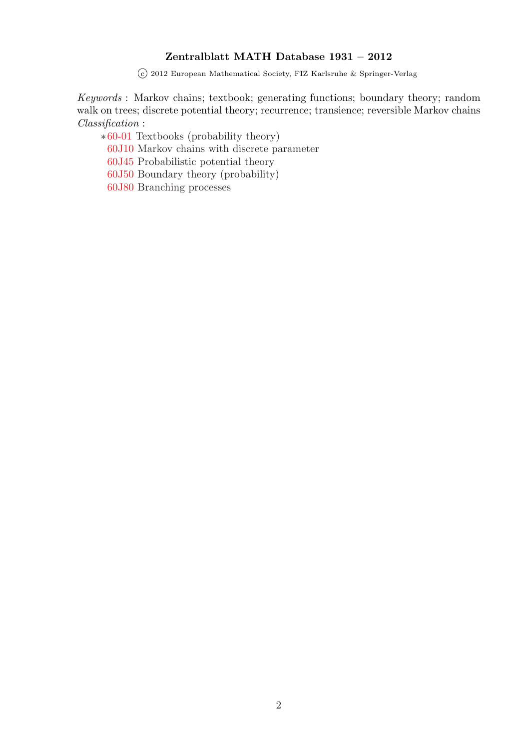*Keywords* : Markov chains; textbook; generating functions; boundary theory; random walk on trees; discrete potential theory; recurrence; transience; reversible Markov chains

*Classification* :

*60-01 Textbooks (probability theory)

60J10 Markov chains with discrete parameter

60J45 Probabilistic potential theory

60J50 Boundary theory (probability)

60J80 Branching processes